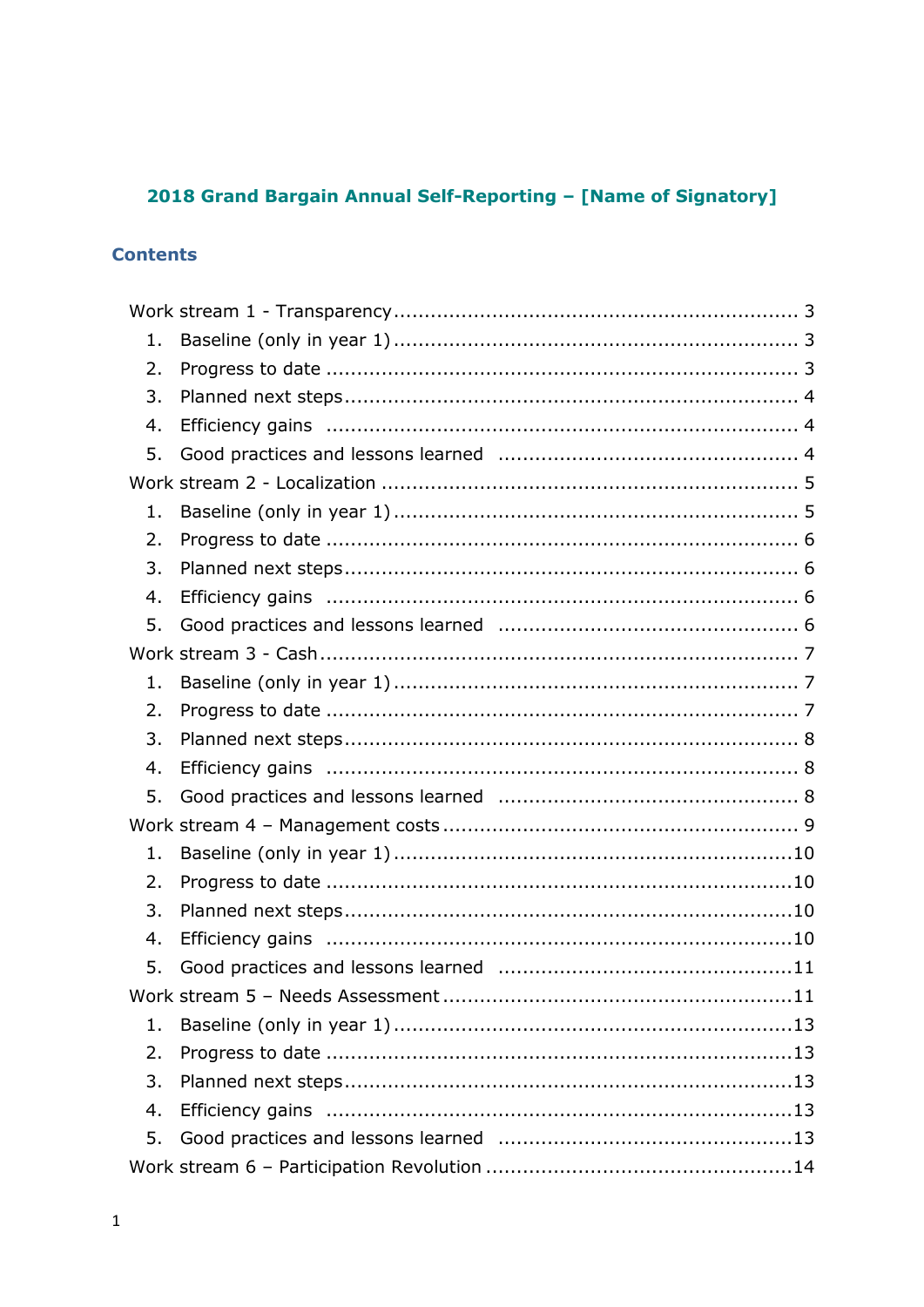# 2018 Grand Bargain Annual Self-Reporting – [Name of Signatory]

## Contents

- Work stream 1 - Transparency ........................................................ 3
  1. Baseline (only in year 1) ........................................................ 3
  2. Progress to date ........................................................ 3
  3. Planned next steps ........................................................ 4
  4. Efficiency gains ........................................................ 4
  5. Good practices and lessons learned ........................................................ 4
- Work stream 2 - Localization ........................................................ 5
  1. Baseline (only in year 1) ........................................................ 5
  2. Progress to date ........................................................ 6
  3. Planned next steps ........................................................ 6
  4. Efficiency gains ........................................................ 6
  5. Good practices and lessons learned ........................................................ 6
- Work stream 3 - Cash ........................................................ 7
  1. Baseline (only in year 1) ........................................................ 7
  2. Progress to date ........................................................ 7
  3. Planned next steps ........................................................ 8
  4. Efficiency gains ........................................................ 8
  5. Good practices and lessons learned ........................................................ 8
- Work stream 4 – Management costs ........................................................ 9
  1. Baseline (only in year 1) ........................................................ 10
  2. Progress to date ........................................................ 10
  3. Planned next steps ........................................................ 10
  4. Efficiency gains ........................................................ 10
  5. Good practices and lessons learned ........................................................ 11
- Work stream 5 – Needs Assessment ........................................................ 11
  1. Baseline (only in year 1) ........................................................ 13
  2. Progress to date ........................................................ 13
  3. Planned next steps ........................................................ 13
  4. Efficiency gains ........................................................ 13
  5. Good practices and lessons learned ........................................................ 13
- Work stream 6 – Participation Revolution ........................................................ 14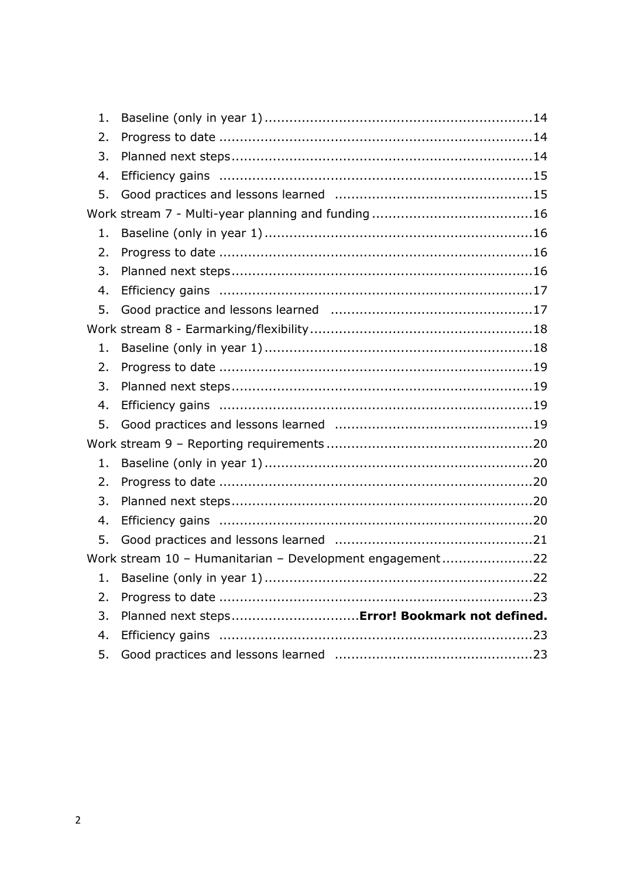1. Baseline (only in year 1) ....................................................................14
2. Progress to date ...............................................................................14
3. Planned next steps.............................................................................14
4. Efficiency gains ................................................................................15
5. Good practices and lessons learned ....................................................15

Work stream 7 - Multi-year planning and funding .........................................16

1. Baseline (only in year 1) ....................................................................16
2. Progress to date ...............................................................................16
3. Planned next steps.............................................................................16
4. Efficiency gains ................................................................................17
5. Good practice and lessons learned .......................................................17

Work stream 8 - Earmarking/flexibility ........................................................18

1. Baseline (only in year 1) ....................................................................18
2. Progress to date ...............................................................................19
3. Planned next steps.............................................................................19
4. Efficiency gains ................................................................................19
5. Good practices and lessons learned ....................................................19

Work stream 9 – Reporting requirements ....................................................20

1. Baseline (only in year 1) ....................................................................20
2. Progress to date ...............................................................................20
3. Planned next steps.............................................................................20
4. Efficiency gains ................................................................................20
5. Good practices and lessons learned ....................................................21

Work stream 10 – Humanitarian – Development engagement ........................22

1. Baseline (only in year 1) ....................................................................22
2. Progress to date ...............................................................................23
3. Planned next steps...............................**Error! Bookmark not defined.**
4. Efficiency gains ................................................................................23
5. Good practices and lessons learned ....................................................23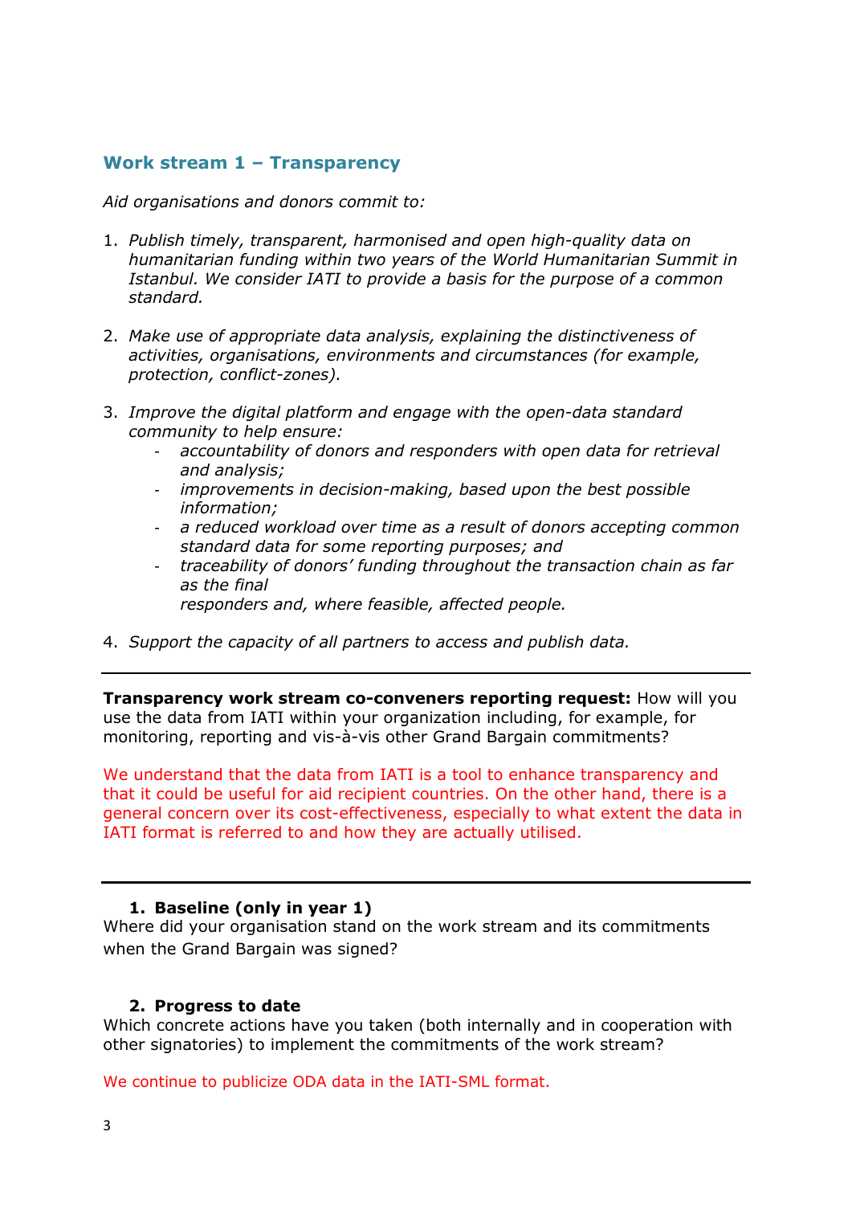## Work stream 1 – Transparency

*Aid organisations and donors commit to:*

1. *Publish timely, transparent, harmonised and open high-quality data on humanitarian funding within two years of the World Humanitarian Summit in Istanbul. We consider IATI to provide a basis for the purpose of a common standard.*

2. *Make use of appropriate data analysis, explaining the distinctiveness of activities, organisations, environments and circumstances (for example, protection, conflict-zones).*

3. *Improve the digital platform and engage with the open-data standard community to help ensure:*
   - *accountability of donors and responders with open data for retrieval and analysis;*
   - *improvements in decision-making, based upon the best possible information;*
   - *a reduced workload over time as a result of donors accepting common standard data for some reporting purposes; and*
   - *traceability of donors' funding throughout the transaction chain as far as the final responders and, where feasible, affected people.*

4. *Support the capacity of all partners to access and publish data.*

---

**Transparency work stream co-conveners reporting request:** How will you use the data from IATI within your organization including, for example, for monitoring, reporting and vis-à-vis other Grand Bargain commitments?

We understand that the data from IATI is a tool to enhance transparency and that it could be useful for aid recipient countries. On the other hand, there is a general concern over its cost-effectiveness, especially to what extent the data in IATI format is referred to and how they are actually utilised.

---

### 1. Baseline (only in year 1)

Where did your organisation stand on the work stream and its commitments when the Grand Bargain was signed?

### 2. Progress to date

Which concrete actions have you taken (both internally and in cooperation with other signatories) to implement the commitments of the work stream?

We continue to publicize ODA data in the IATI-SML format.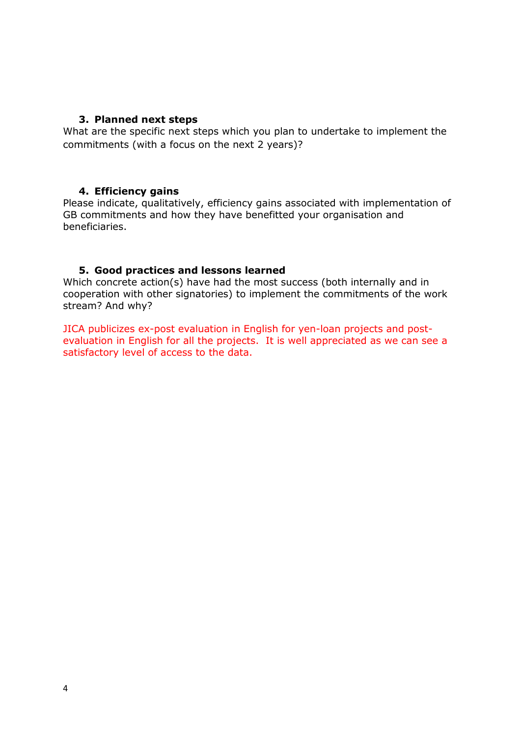### 3. Planned next steps

What are the specific next steps which you plan to undertake to implement the commitments (with a focus on the next 2 years)?

### 4. Efficiency gains

Please indicate, qualitatively, efficiency gains associated with implementation of GB commitments and how they have benefitted your organisation and beneficiaries.

### 5. Good practices and lessons learned

Which concrete action(s) have had the most success (both internally and in cooperation with other signatories) to implement the commitments of the work stream? And why?

JICA publicizes ex-post evaluation in English for yen-loan projects and post-evaluation in English for all the projects. It is well appreciated as we can see a satisfactory level of access to the data.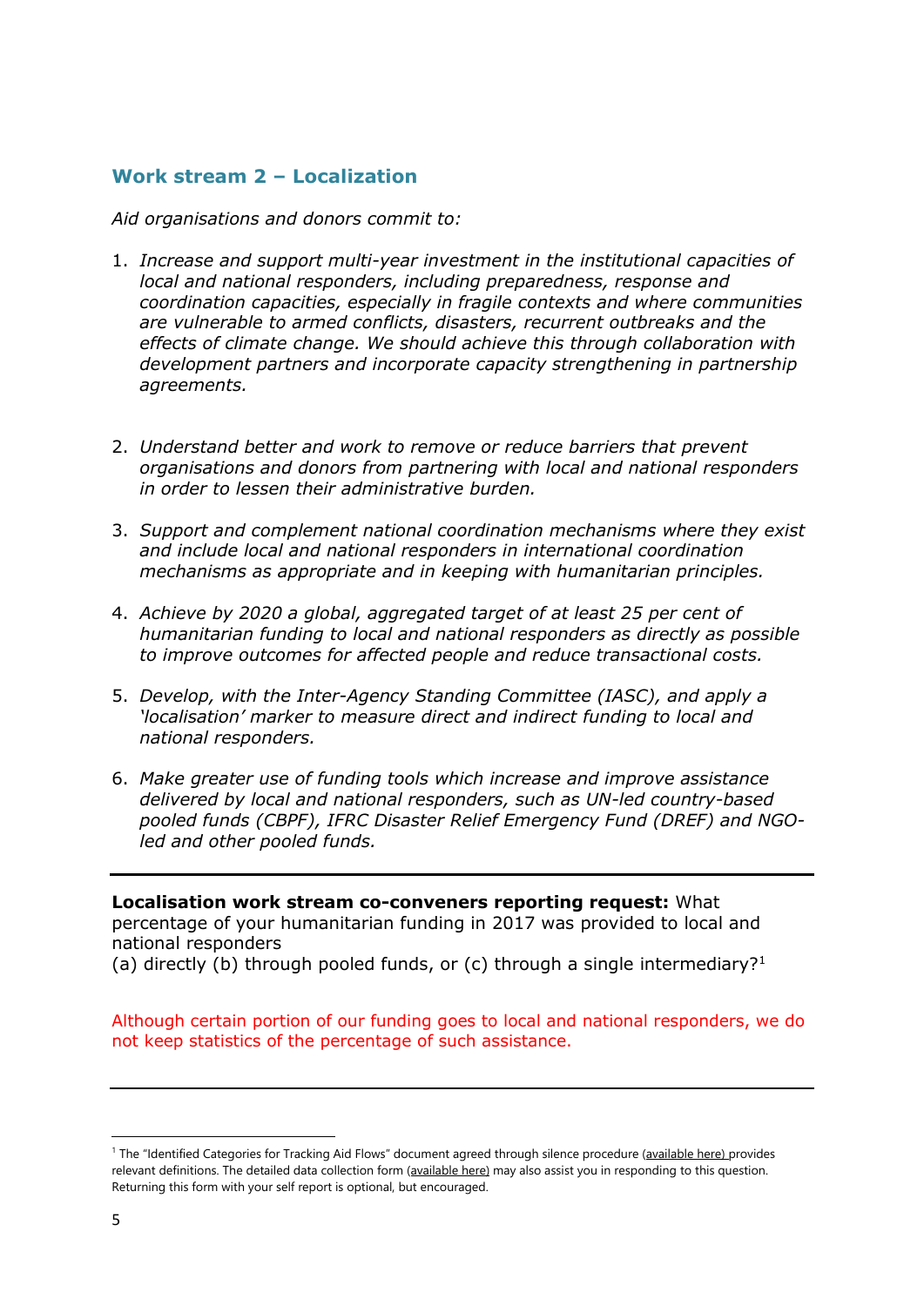## Work stream 2 – Localization

*Aid organisations and donors commit to:*

1. *Increase and support multi-year investment in the institutional capacities of local and national responders, including preparedness, response and coordination capacities, especially in fragile contexts and where communities are vulnerable to armed conflicts, disasters, recurrent outbreaks and the effects of climate change. We should achieve this through collaboration with development partners and incorporate capacity strengthening in partnership agreements.*

2. *Understand better and work to remove or reduce barriers that prevent organisations and donors from partnering with local and national responders in order to lessen their administrative burden.*

3. *Support and complement national coordination mechanisms where they exist and include local and national responders in international coordination mechanisms as appropriate and in keeping with humanitarian principles.*

4. *Achieve by 2020 a global, aggregated target of at least 25 per cent of humanitarian funding to local and national responders as directly as possible to improve outcomes for affected people and reduce transactional costs.*

5. *Develop, with the Inter-Agency Standing Committee (IASC), and apply a 'localisation' marker to measure direct and indirect funding to local and national responders.*

6. *Make greater use of funding tools which increase and improve assistance delivered by local and national responders, such as UN-led country-based pooled funds (CBPF), IFRC Disaster Relief Emergency Fund (DREF) and NGO-led and other pooled funds.*

---

**Localisation work stream co-conveners reporting request:** What percentage of your humanitarian funding in 2017 was provided to local and national responders
(a) directly (b) through pooled funds, or (c) through a single intermediary?[1]

Although certain portion of our funding goes to local and national responders, we do not keep statistics of the percentage of such assistance.

---

[1] The "Identified Categories for Tracking Aid Flows" document agreed through silence procedure (available here) provides relevant definitions. The detailed data collection form (available here) may also assist you in responding to this question. Returning this form with your self report is optional, but encouraged.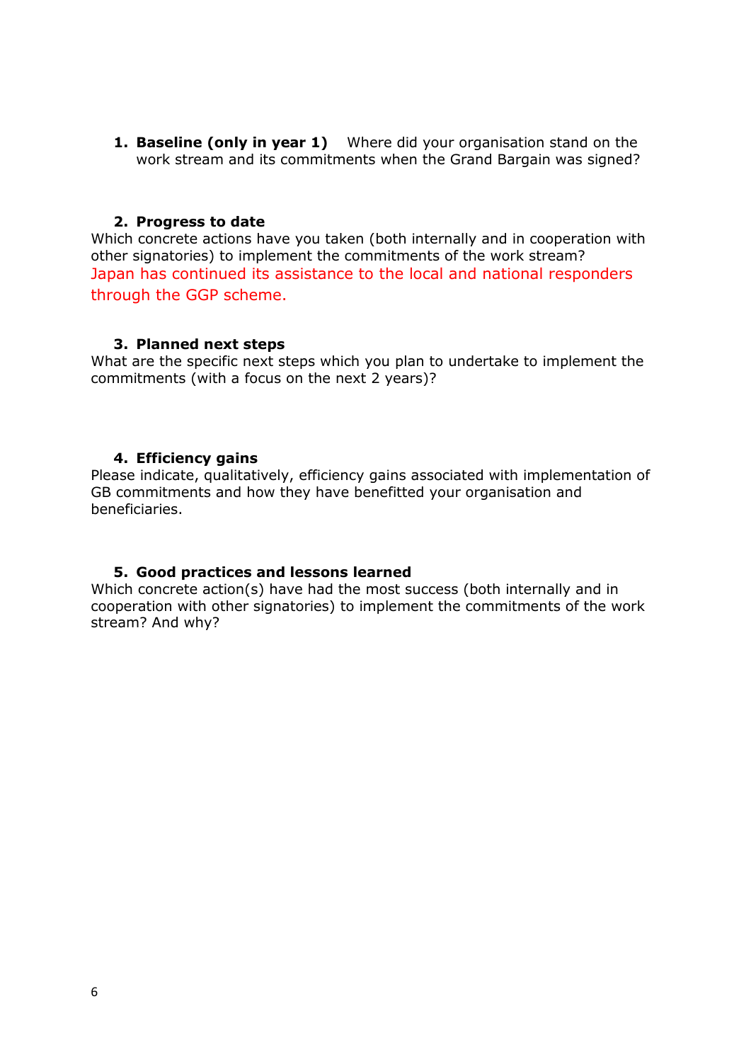1. **Baseline (only in year 1)** Where did your organisation stand on the work stream and its commitments when the Grand Bargain was signed?

2. **Progress to date**

Which concrete actions have you taken (both internally and in cooperation with other signatories) to implement the commitments of the work stream?

Japan has continued its assistance to the local and national responders through the GGP scheme.

3. **Planned next steps**

What are the specific next steps which you plan to undertake to implement the commitments (with a focus on the next 2 years)?

4. **Efficiency gains**

Please indicate, qualitatively, efficiency gains associated with implementation of GB commitments and how they have benefitted your organisation and beneficiaries.

5. **Good practices and lessons learned**

Which concrete action(s) have had the most success (both internally and in cooperation with other signatories) to implement the commitments of the work stream? And why?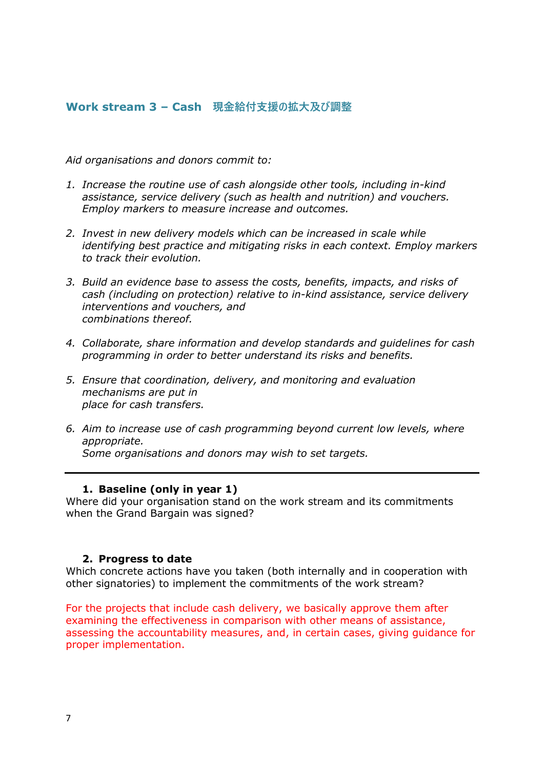## Work stream 3 – Cash　現金給付支援の拡大及び調整

*Aid organisations and donors commit to:*

1. *Increase the routine use of cash alongside other tools, including in-kind assistance, service delivery (such as health and nutrition) and vouchers. Employ markers to measure increase and outcomes.*

2. *Invest in new delivery models which can be increased in scale while identifying best practice and mitigating risks in each context. Employ markers to track their evolution.*

3. *Build an evidence base to assess the costs, benefits, impacts, and risks of cash (including on protection) relative to in-kind assistance, service delivery interventions and vouchers, and combinations thereof.*

4. *Collaborate, share information and develop standards and guidelines for cash programming in order to better understand its risks and benefits.*

5. *Ensure that coordination, delivery, and monitoring and evaluation mechanisms are put in place for cash transfers.*

6. *Aim to increase use of cash programming beyond current low levels, where appropriate. Some organisations and donors may wish to set targets.*

---

### 1. Baseline (only in year 1)

Where did your organisation stand on the work stream and its commitments when the Grand Bargain was signed?

### 2. Progress to date

Which concrete actions have you taken (both internally and in cooperation with other signatories) to implement the commitments of the work stream?

For the projects that include cash delivery, we basically approve them after examining the effectiveness in comparison with other means of assistance, assessing the accountability measures, and, in certain cases, giving guidance for proper implementation.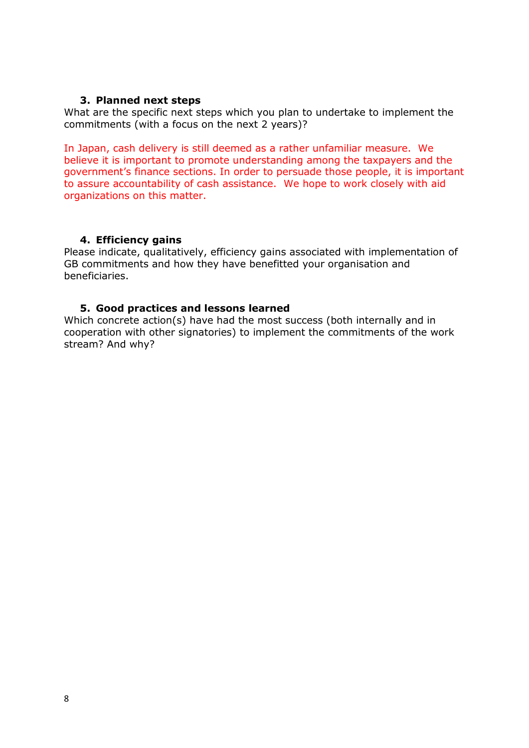### 3. Planned next steps

What are the specific next steps which you plan to undertake to implement the commitments (with a focus on the next 2 years)?

In Japan, cash delivery is still deemed as a rather unfamiliar measure. We believe it is important to promote understanding among the taxpayers and the government's finance sections. In order to persuade those people, it is important to assure accountability of cash assistance. We hope to work closely with aid organizations on this matter.

### 4. Efficiency gains

Please indicate, qualitatively, efficiency gains associated with implementation of GB commitments and how they have benefitted your organisation and beneficiaries.

### 5. Good practices and lessons learned

Which concrete action(s) have had the most success (both internally and in cooperation with other signatories) to implement the commitments of the work stream? And why?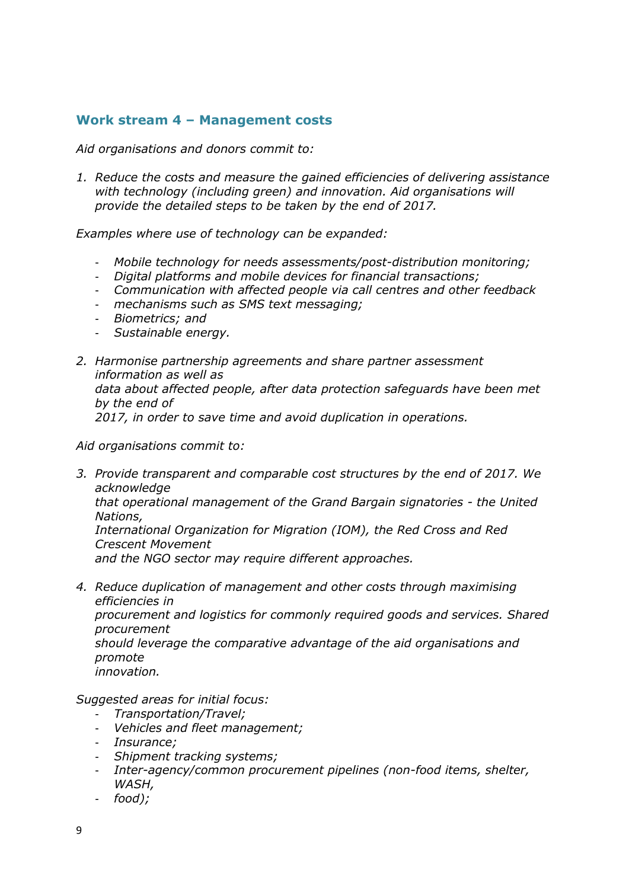## Work stream 4 – Management costs

*Aid organisations and donors commit to:*

1. *Reduce the costs and measure the gained efficiencies of delivering assistance with technology (including green) and innovation. Aid organisations will provide the detailed steps to be taken by the end of 2017.*

*Examples where use of technology can be expanded:*

- *Mobile technology for needs assessments/post-distribution monitoring;*
- *Digital platforms and mobile devices for financial transactions;*
- *Communication with affected people via call centres and other feedback*
- *mechanisms such as SMS text messaging;*
- *Biometrics; and*
- *Sustainable energy.*

2. *Harmonise partnership agreements and share partner assessment information as well as data about affected people, after data protection safeguards have been met by the end of 2017, in order to save time and avoid duplication in operations.*

*Aid organisations commit to:*

3. *Provide transparent and comparable cost structures by the end of 2017. We acknowledge that operational management of the Grand Bargain signatories - the United Nations, International Organization for Migration (IOM), the Red Cross and Red Crescent Movement and the NGO sector may require different approaches.*

4. *Reduce duplication of management and other costs through maximising efficiencies in procurement and logistics for commonly required goods and services. Shared procurement should leverage the comparative advantage of the aid organisations and promote innovation.*

*Suggested areas for initial focus:*

- *Transportation/Travel;*
- *Vehicles and fleet management;*
- *Insurance;*
- *Shipment tracking systems;*
- *Inter-agency/common procurement pipelines (non-food items, shelter, WASH,*
- *food);*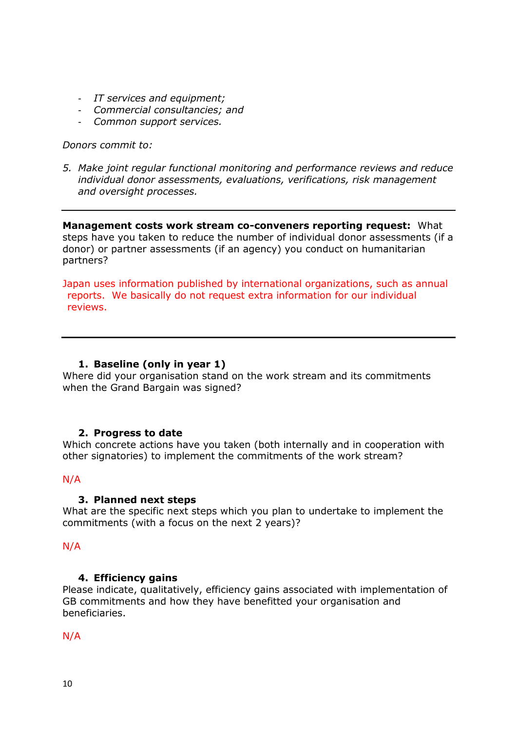- *IT services and equipment;*
- *Commercial consultancies; and*
- *Common support services.*

*Donors commit to:*

5. *Make joint regular functional monitoring and performance reviews and reduce individual donor assessments, evaluations, verifications, risk management and oversight processes.*

---

**Management costs work stream co-conveners reporting request:** What steps have you taken to reduce the number of individual donor assessments (if a donor) or partner assessments (if an agency) you conduct on humanitarian partners?

Japan uses information published by international organizations, such as annual reports. We basically do not request extra information for our individual reviews.

---

1. **Baseline (only in year 1)**

Where did your organisation stand on the work stream and its commitments when the Grand Bargain was signed?

2. **Progress to date**

Which concrete actions have you taken (both internally and in cooperation with other signatories) to implement the commitments of the work stream?

N/A

3. **Planned next steps**

What are the specific next steps which you plan to undertake to implement the commitments (with a focus on the next 2 years)?

N/A

4. **Efficiency gains**

Please indicate, qualitatively, efficiency gains associated with implementation of GB commitments and how they have benefitted your organisation and beneficiaries.

N/A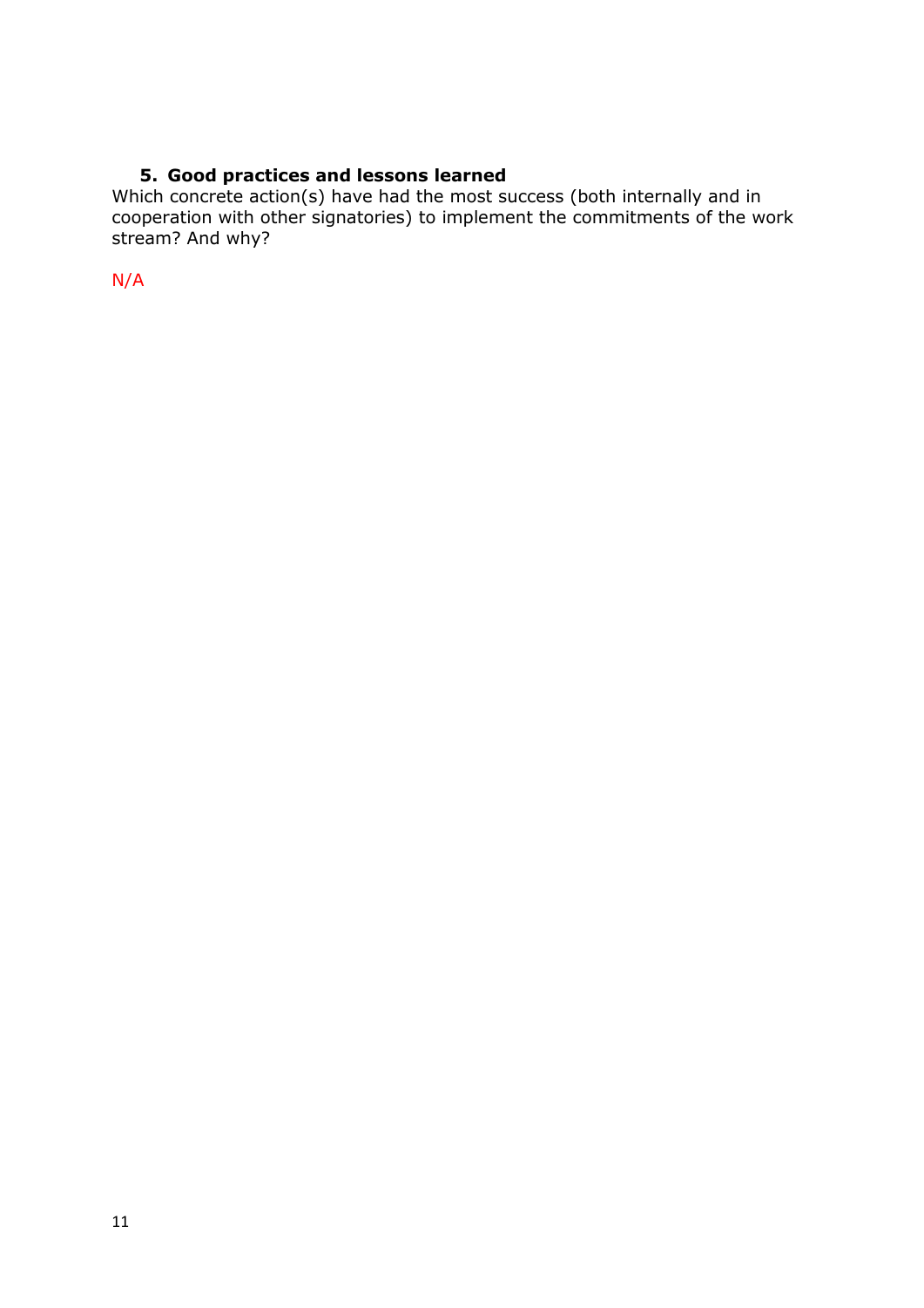## 5. Good practices and lessons learned

Which concrete action(s) have had the most success (both internally and in cooperation with other signatories) to implement the commitments of the work stream? And why?

N/A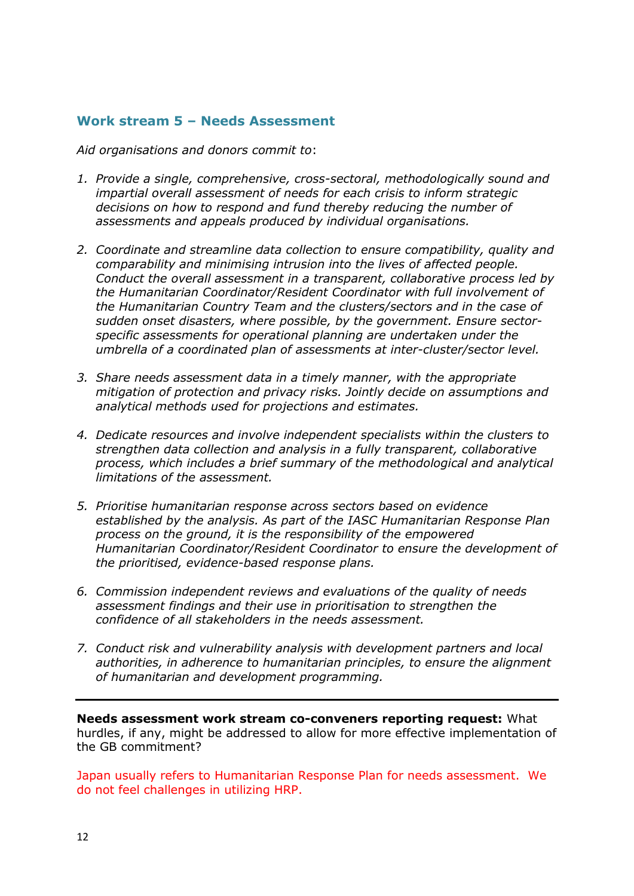## Work stream 5 – Needs Assessment

*Aid organisations and donors commit to*:

1. *Provide a single, comprehensive, cross-sectoral, methodologically sound and impartial overall assessment of needs for each crisis to inform strategic decisions on how to respond and fund thereby reducing the number of assessments and appeals produced by individual organisations.*

2. *Coordinate and streamline data collection to ensure compatibility, quality and comparability and minimising intrusion into the lives of affected people. Conduct the overall assessment in a transparent, collaborative process led by the Humanitarian Coordinator/Resident Coordinator with full involvement of the Humanitarian Country Team and the clusters/sectors and in the case of sudden onset disasters, where possible, by the government. Ensure sector-specific assessments for operational planning are undertaken under the umbrella of a coordinated plan of assessments at inter-cluster/sector level.*

3. *Share needs assessment data in a timely manner, with the appropriate mitigation of protection and privacy risks. Jointly decide on assumptions and analytical methods used for projections and estimates.*

4. *Dedicate resources and involve independent specialists within the clusters to strengthen data collection and analysis in a fully transparent, collaborative process, which includes a brief summary of the methodological and analytical limitations of the assessment.*

5. *Prioritise humanitarian response across sectors based on evidence established by the analysis. As part of the IASC Humanitarian Response Plan process on the ground, it is the responsibility of the empowered Humanitarian Coordinator/Resident Coordinator to ensure the development of the prioritised, evidence-based response plans.*

6. *Commission independent reviews and evaluations of the quality of needs assessment findings and their use in prioritisation to strengthen the confidence of all stakeholders in the needs assessment.*

7. *Conduct risk and vulnerability analysis with development partners and local authorities, in adherence to humanitarian principles, to ensure the alignment of humanitarian and development programming.*

---

**Needs assessment work stream co-conveners reporting request:** What hurdles, if any, might be addressed to allow for more effective implementation of the GB commitment?

Japan usually refers to Humanitarian Response Plan for needs assessment. We do not feel challenges in utilizing HRP.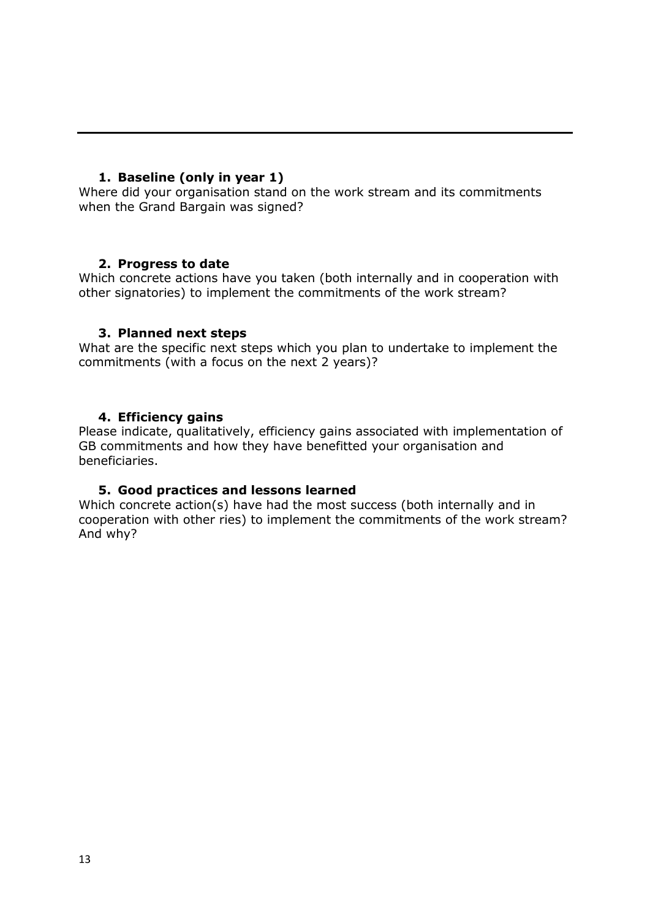---

1. **Baseline (only in year 1)**

Where did your organisation stand on the work stream and its commitments when the Grand Bargain was signed?

2. **Progress to date**

Which concrete actions have you taken (both internally and in cooperation with other signatories) to implement the commitments of the work stream?

3. **Planned next steps**

What are the specific next steps which you plan to undertake to implement the commitments (with a focus on the next 2 years)?

4. **Efficiency gains**

Please indicate, qualitatively, efficiency gains associated with implementation of GB commitments and how they have benefitted your organisation and beneficiaries.

5. **Good practices and lessons learned**

Which concrete action(s) have had the most success (both internally and in cooperation with other ries) to implement the commitments of the work stream? And why?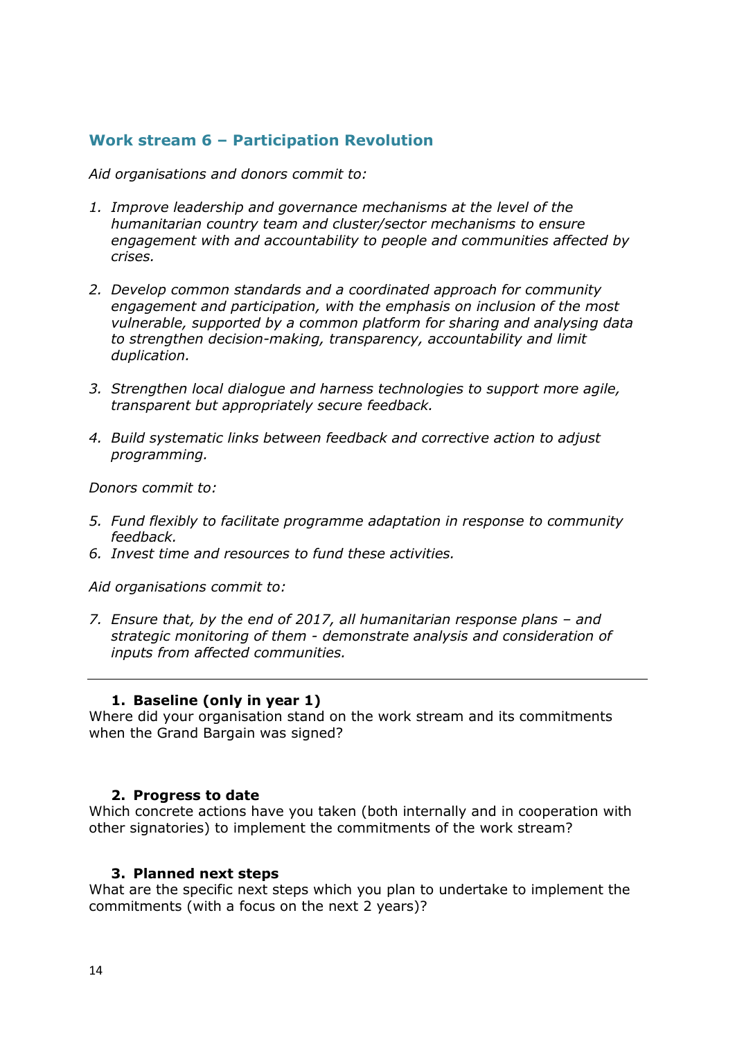## Work stream 6 – Participation Revolution

*Aid organisations and donors commit to:*

1. *Improve leadership and governance mechanisms at the level of the humanitarian country team and cluster/sector mechanisms to ensure engagement with and accountability to people and communities affected by crises.*

2. *Develop common standards and a coordinated approach for community engagement and participation, with the emphasis on inclusion of the most vulnerable, supported by a common platform for sharing and analysing data to strengthen decision-making, transparency, accountability and limit duplication.*

3. *Strengthen local dialogue and harness technologies to support more agile, transparent but appropriately secure feedback.*

4. *Build systematic links between feedback and corrective action to adjust programming.*

*Donors commit to:*

5. *Fund flexibly to facilitate programme adaptation in response to community feedback.*
6. *Invest time and resources to fund these activities.*

*Aid organisations commit to:*

7. *Ensure that, by the end of 2017, all humanitarian response plans – and strategic monitoring of them - demonstrate analysis and consideration of inputs from affected communities.*

---

1. **Baseline (only in year 1)**

Where did your organisation stand on the work stream and its commitments when the Grand Bargain was signed?

2. **Progress to date**

Which concrete actions have you taken (both internally and in cooperation with other signatories) to implement the commitments of the work stream?

3. **Planned next steps**

What are the specific next steps which you plan to undertake to implement the commitments (with a focus on the next 2 years)?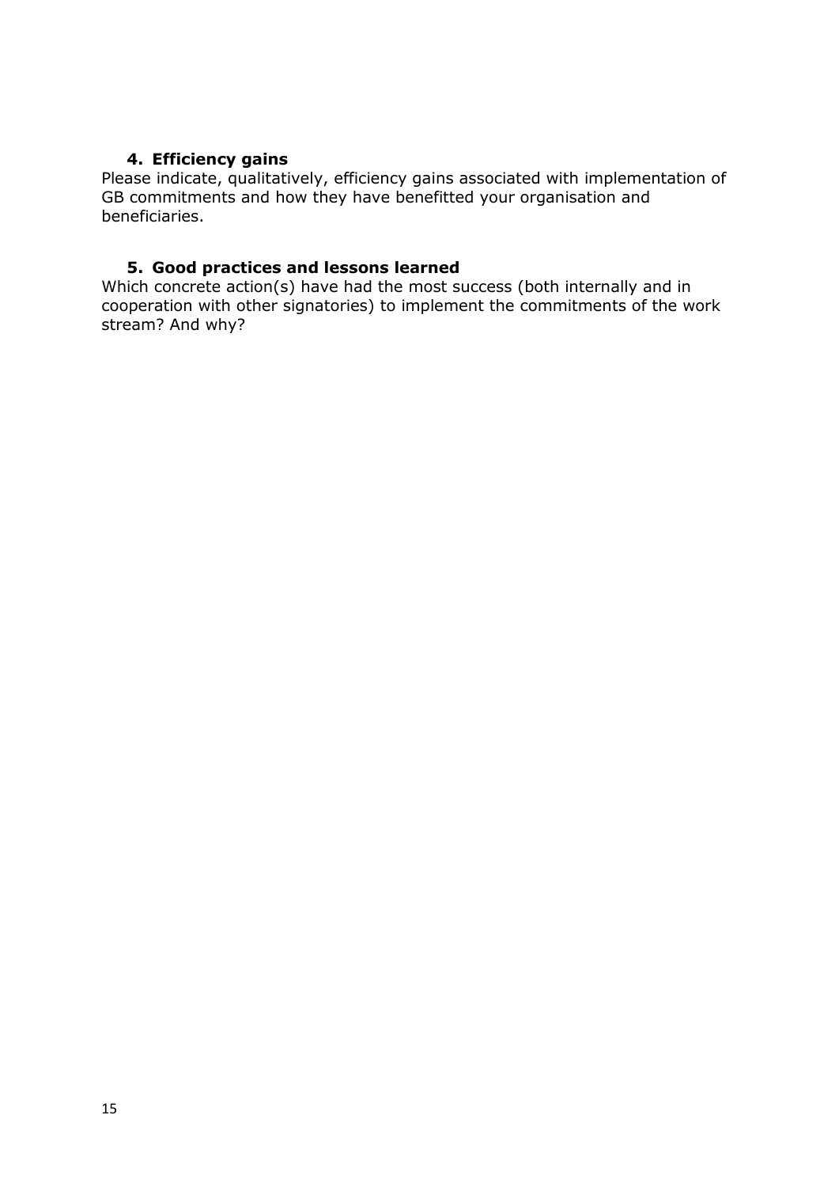## 4. Efficiency gains

Please indicate, qualitatively, efficiency gains associated with implementation of GB commitments and how they have benefitted your organisation and beneficiaries.

## 5. Good practices and lessons learned

Which concrete action(s) have had the most success (both internally and in cooperation with other signatories) to implement the commitments of the work stream? And why?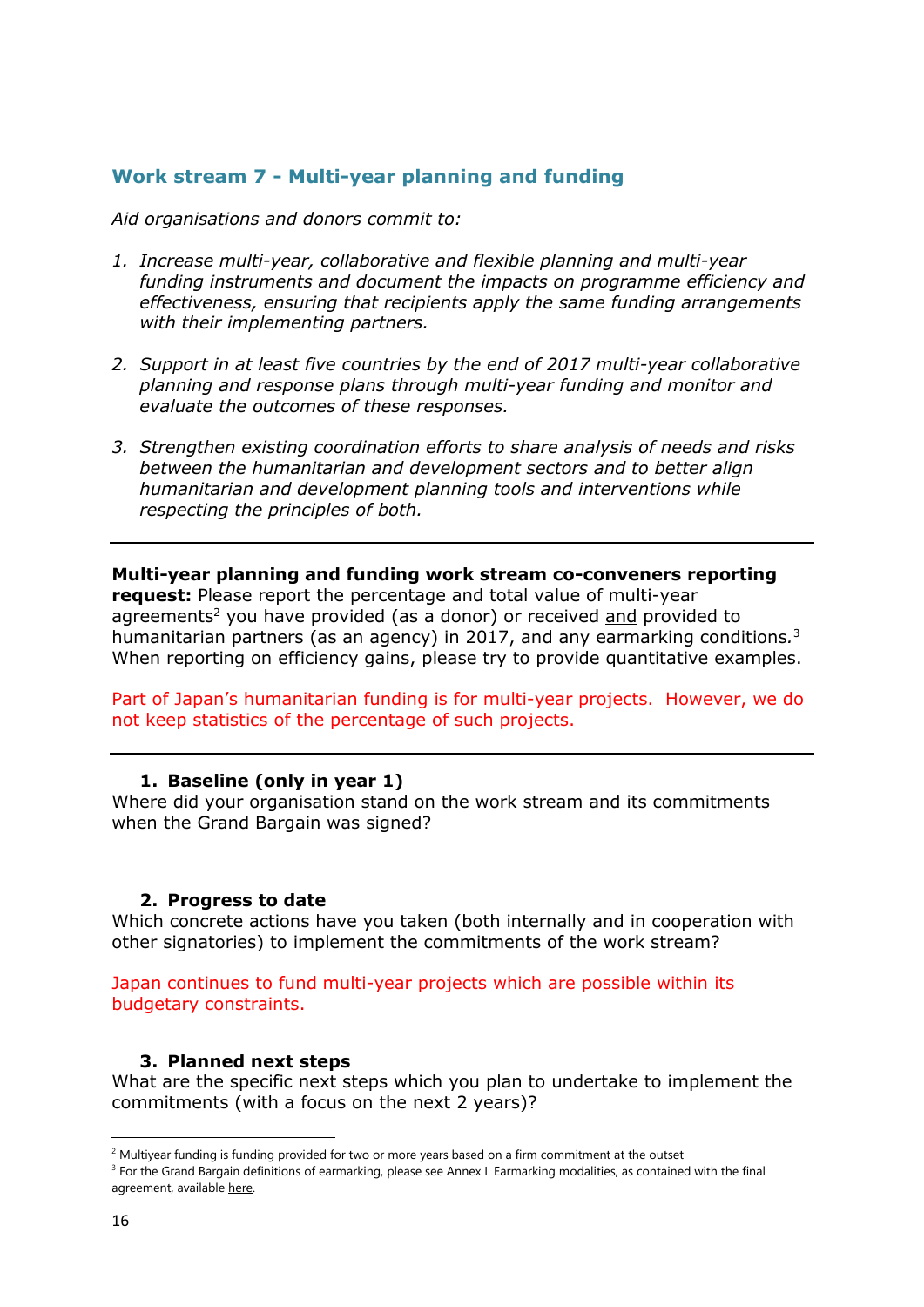## Work stream 7 - Multi-year planning and funding

*Aid organisations and donors commit to:*

1. *Increase multi-year, collaborative and flexible planning and multi-year funding instruments and document the impacts on programme efficiency and effectiveness, ensuring that recipients apply the same funding arrangements with their implementing partners.*
2. *Support in at least five countries by the end of 2017 multi-year collaborative planning and response plans through multi-year funding and monitor and evaluate the outcomes of these responses.*
3. *Strengthen existing coordination efforts to share analysis of needs and risks between the humanitarian and development sectors and to better align humanitarian and development planning tools and interventions while respecting the principles of both.*

---

**Multi-year planning and funding work stream co-conveners reporting request:** Please report the percentage and total value of multi-year agreements[2] you have provided (as a donor) or received and provided to humanitarian partners (as an agency) in 2017, and any earmarking conditions.[3] When reporting on efficiency gains, please try to provide quantitative examples.

Part of Japan's humanitarian funding is for multi-year projects. However, we do not keep statistics of the percentage of such projects.

---

### 1. Baseline (only in year 1)

Where did your organisation stand on the work stream and its commitments when the Grand Bargain was signed?

### 2. Progress to date

Which concrete actions have you taken (both internally and in cooperation with other signatories) to implement the commitments of the work stream?

Japan continues to fund multi-year projects which are possible within its budgetary constraints.

### 3. Planned next steps

What are the specific next steps which you plan to undertake to implement the commitments (with a focus on the next 2 years)?

---

[2] Multiyear funding is funding provided for two or more years based on a firm commitment at the outset

[3] For the Grand Bargain definitions of earmarking, please see Annex I. Earmarking modalities, as contained with the final agreement, available here.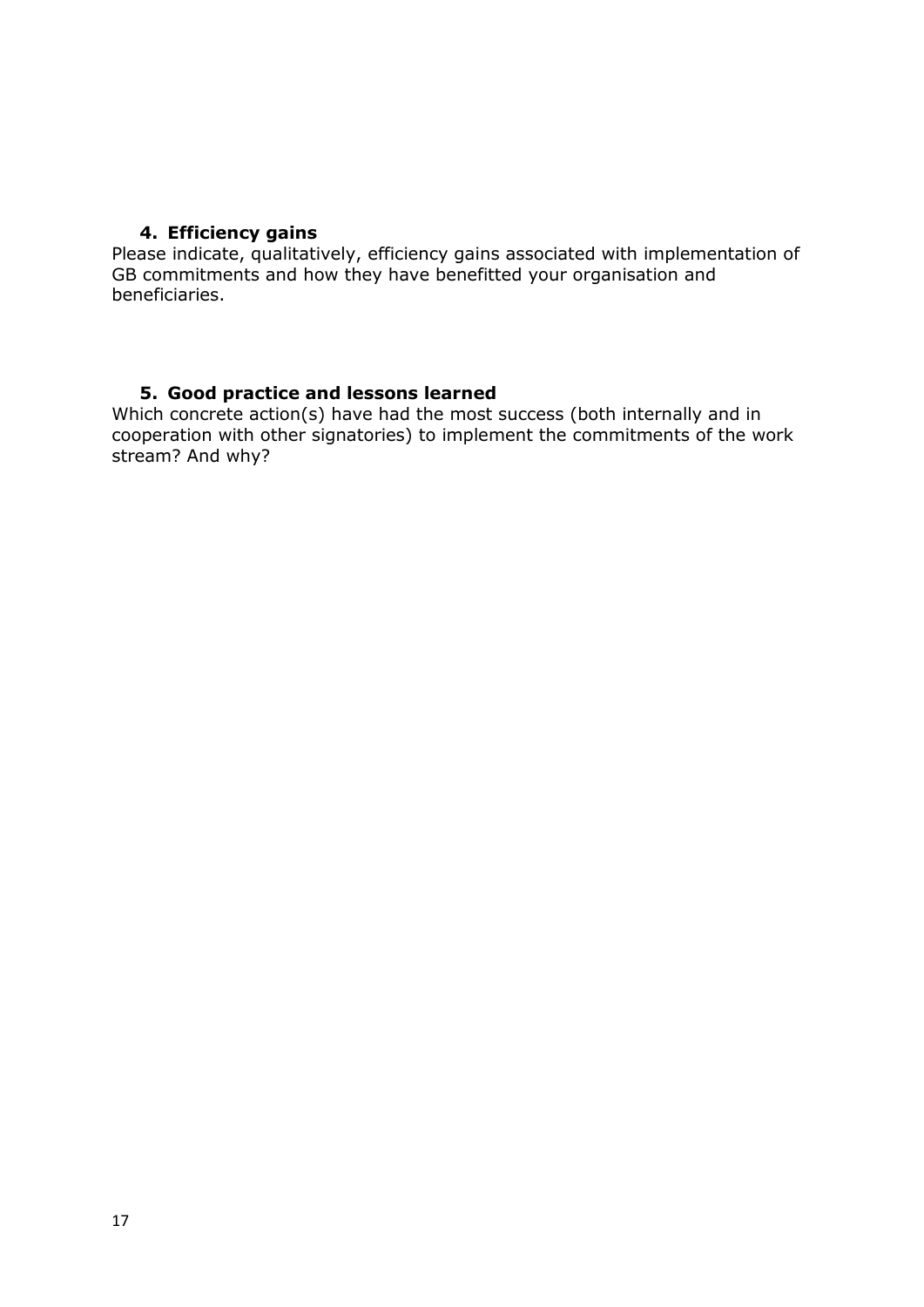### 4. Efficiency gains

Please indicate, qualitatively, efficiency gains associated with implementation of GB commitments and how they have benefitted your organisation and beneficiaries.

### 5. Good practice and lessons learned

Which concrete action(s) have had the most success (both internally and in cooperation with other signatories) to implement the commitments of the work stream? And why?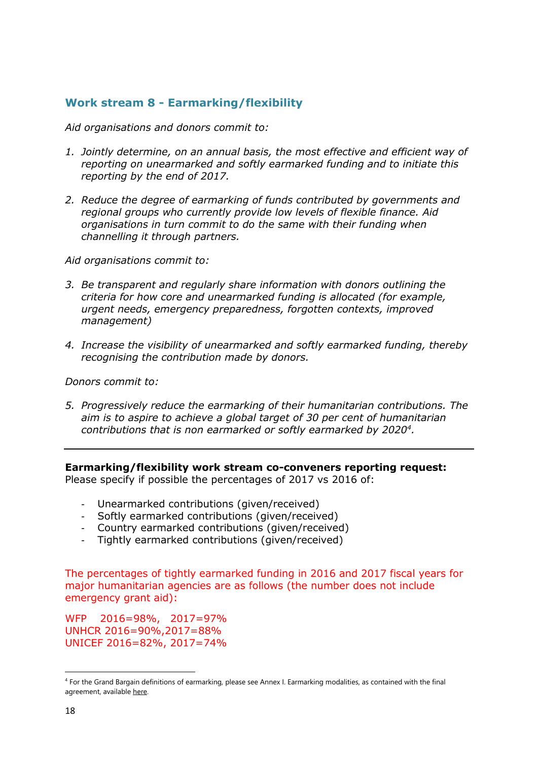## Work stream 8 - Earmarking/flexibility

*Aid organisations and donors commit to:*

1. *Jointly determine, on an annual basis, the most effective and efficient way of reporting on unearmarked and softly earmarked funding and to initiate this reporting by the end of 2017.*

2. *Reduce the degree of earmarking of funds contributed by governments and regional groups who currently provide low levels of flexible finance. Aid organisations in turn commit to do the same with their funding when channelling it through partners.*

*Aid organisations commit to:*

3. *Be transparent and regularly share information with donors outlining the criteria for how core and unearmarked funding is allocated (for example, urgent needs, emergency preparedness, forgotten contexts, improved management)*

4. *Increase the visibility of unearmarked and softly earmarked funding, thereby recognising the contribution made by donors.*

*Donors commit to:*

5. *Progressively reduce the earmarking of their humanitarian contributions. The aim is to aspire to achieve a global target of 30 per cent of humanitarian contributions that is non earmarked or softly earmarked by 2020[4].*

---

**Earmarking/flexibility work stream co-conveners reporting request:**
Please specify if possible the percentages of 2017 vs 2016 of:

- Unearmarked contributions (given/received)
- Softly earmarked contributions (given/received)
- Country earmarked contributions (given/received)
- Tightly earmarked contributions (given/received)

The percentages of tightly earmarked funding in 2016 and 2017 fiscal years for major humanitarian agencies are as follows (the number does not include emergency grant aid):

WFP 2016=98%, 2017=97%
UNHCR 2016=90%,2017=88%
UNICEF 2016=82%, 2017=74%

[4] For the Grand Bargain definitions of earmarking, please see Annex I. Earmarking modalities, as contained with the final agreement, available here.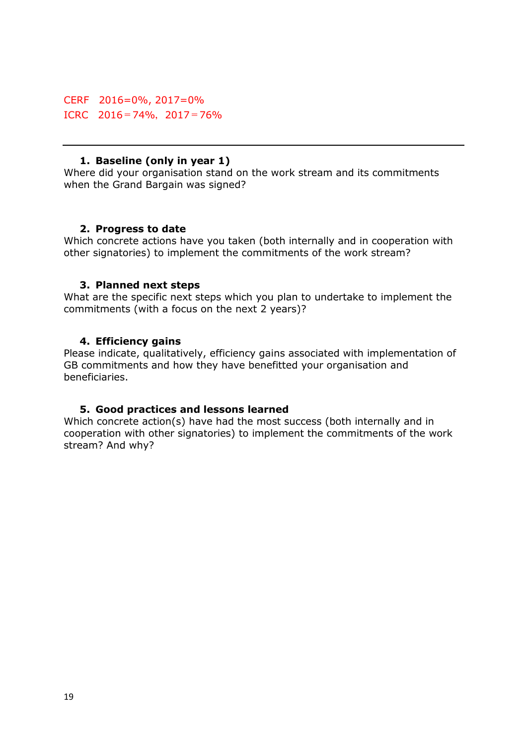CERF 2016=0%, 2017=0%

ICRC 2016＝74%, 2017＝76%

---

1. **Baseline (only in year 1)**

Where did your organisation stand on the work stream and its commitments when the Grand Bargain was signed?

2. **Progress to date**

Which concrete actions have you taken (both internally and in cooperation with other signatories) to implement the commitments of the work stream?

3. **Planned next steps**

What are the specific next steps which you plan to undertake to implement the commitments (with a focus on the next 2 years)?

4. **Efficiency gains**

Please indicate, qualitatively, efficiency gains associated with implementation of GB commitments and how they have benefitted your organisation and beneficiaries.

5. **Good practices and lessons learned**

Which concrete action(s) have had the most success (both internally and in cooperation with other signatories) to implement the commitments of the work stream? And why?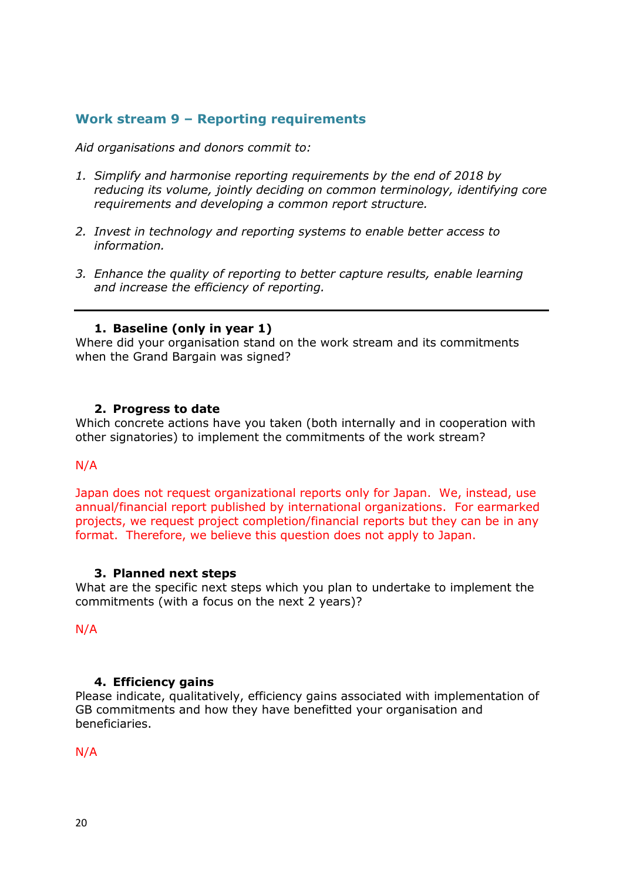## Work stream 9 – Reporting requirements

*Aid organisations and donors commit to:*

1. *Simplify and harmonise reporting requirements by the end of 2018 by reducing its volume, jointly deciding on common terminology, identifying core requirements and developing a common report structure.*

2. *Invest in technology and reporting systems to enable better access to information.*

3. *Enhance the quality of reporting to better capture results, enable learning and increase the efficiency of reporting.*

---

### 1. Baseline (only in year 1)

Where did your organisation stand on the work stream and its commitments when the Grand Bargain was signed?

### 2. Progress to date

Which concrete actions have you taken (both internally and in cooperation with other signatories) to implement the commitments of the work stream?

N/A

Japan does not request organizational reports only for Japan. We, instead, use annual/financial report published by international organizations. For earmarked projects, we request project completion/financial reports but they can be in any format. Therefore, we believe this question does not apply to Japan.

### 3. Planned next steps

What are the specific next steps which you plan to undertake to implement the commitments (with a focus on the next 2 years)?

N/A

### 4. Efficiency gains

Please indicate, qualitatively, efficiency gains associated with implementation of GB commitments and how they have benefitted your organisation and beneficiaries.

N/A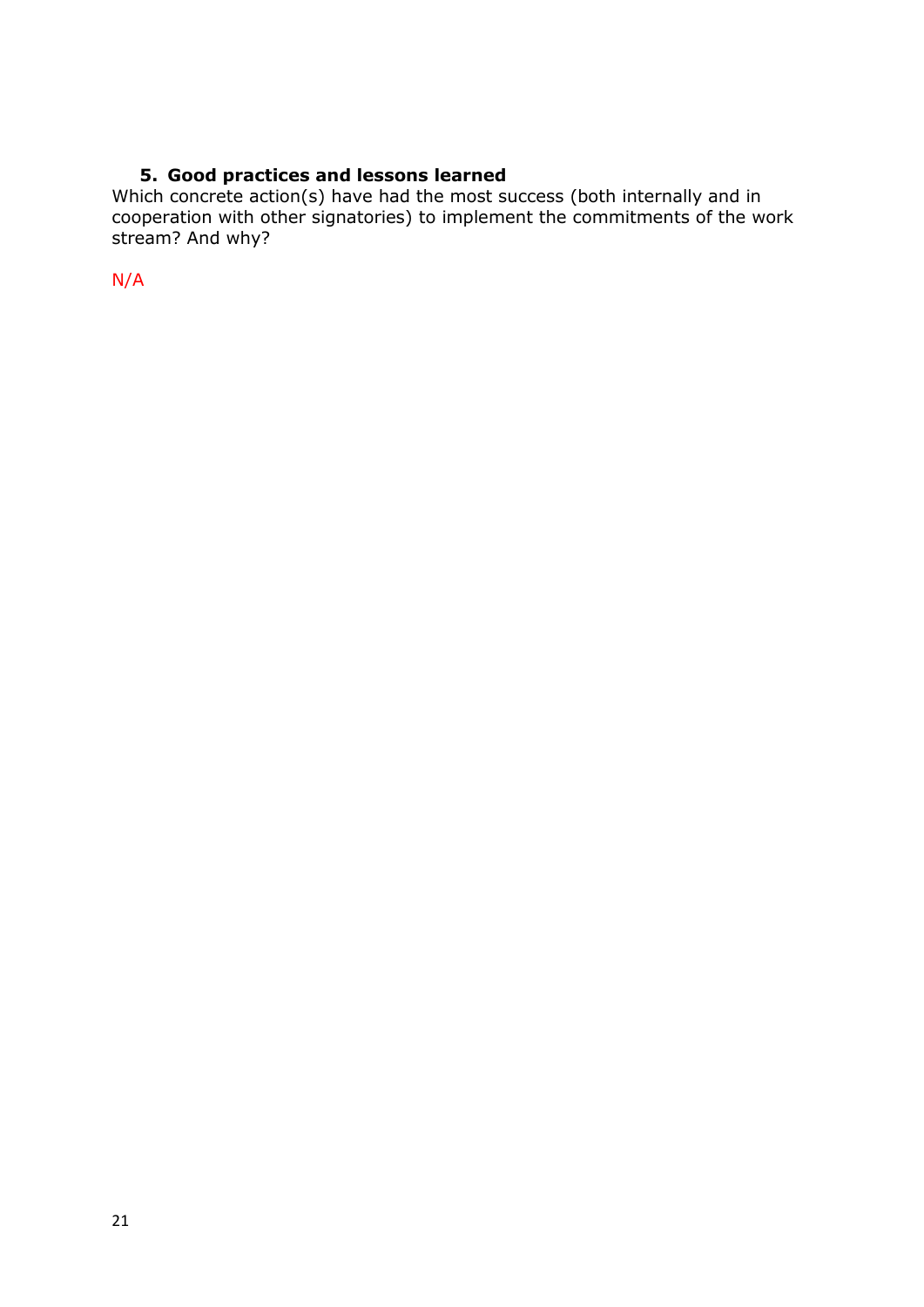## 5. Good practices and lessons learned

Which concrete action(s) have had the most success (both internally and in cooperation with other signatories) to implement the commitments of the work stream? And why?

N/A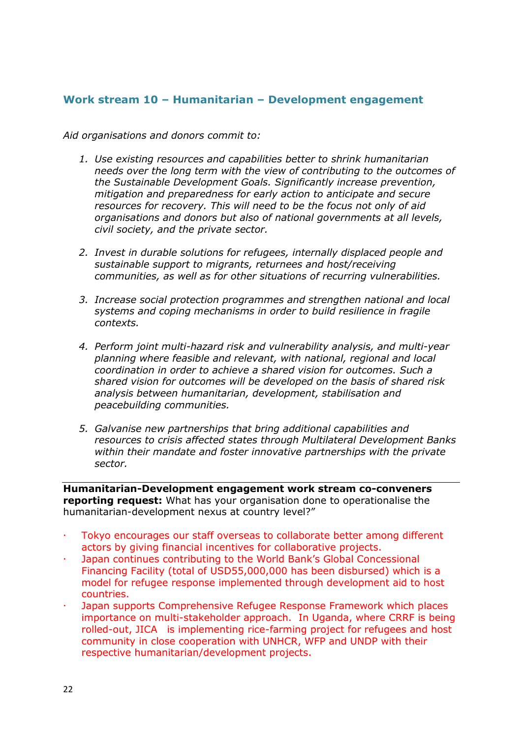## Work stream 10 – Humanitarian – Development engagement

*Aid organisations and donors commit to:*

1. *Use existing resources and capabilities better to shrink humanitarian needs over the long term with the view of contributing to the outcomes of the Sustainable Development Goals. Significantly increase prevention, mitigation and preparedness for early action to anticipate and secure resources for recovery. This will need to be the focus not only of aid organisations and donors but also of national governments at all levels, civil society, and the private sector.*

2. *Invest in durable solutions for refugees, internally displaced people and sustainable support to migrants, returnees and host/receiving communities, as well as for other situations of recurring vulnerabilities.*

3. *Increase social protection programmes and strengthen national and local systems and coping mechanisms in order to build resilience in fragile contexts.*

4. *Perform joint multi-hazard risk and vulnerability analysis, and multi-year planning where feasible and relevant, with national, regional and local coordination in order to achieve a shared vision for outcomes. Such a shared vision for outcomes will be developed on the basis of shared risk analysis between humanitarian, development, stabilisation and peacebuilding communities.*

5. *Galvanise new partnerships that bring additional capabilities and resources to crisis affected states through Multilateral Development Banks within their mandate and foster innovative partnerships with the private sector.*

---

**Humanitarian-Development engagement work stream co-conveners reporting request:** What has your organisation done to operationalise the humanitarian-development nexus at country level?"

- Tokyo encourages our staff overseas to collaborate better among different actors by giving financial incentives for collaborative projects.
- Japan continues contributing to the World Bank's Global Concessional Financing Facility (total of USD55,000,000 has been disbursed) which is a model for refugee response implemented through development aid to host countries.
- Japan supports Comprehensive Refugee Response Framework which places importance on multi-stakeholder approach. In Uganda, where CRRF is being rolled-out, JICA is implementing rice-farming project for refugees and host community in close cooperation with UNHCR, WFP and UNDP with their respective humanitarian/development projects.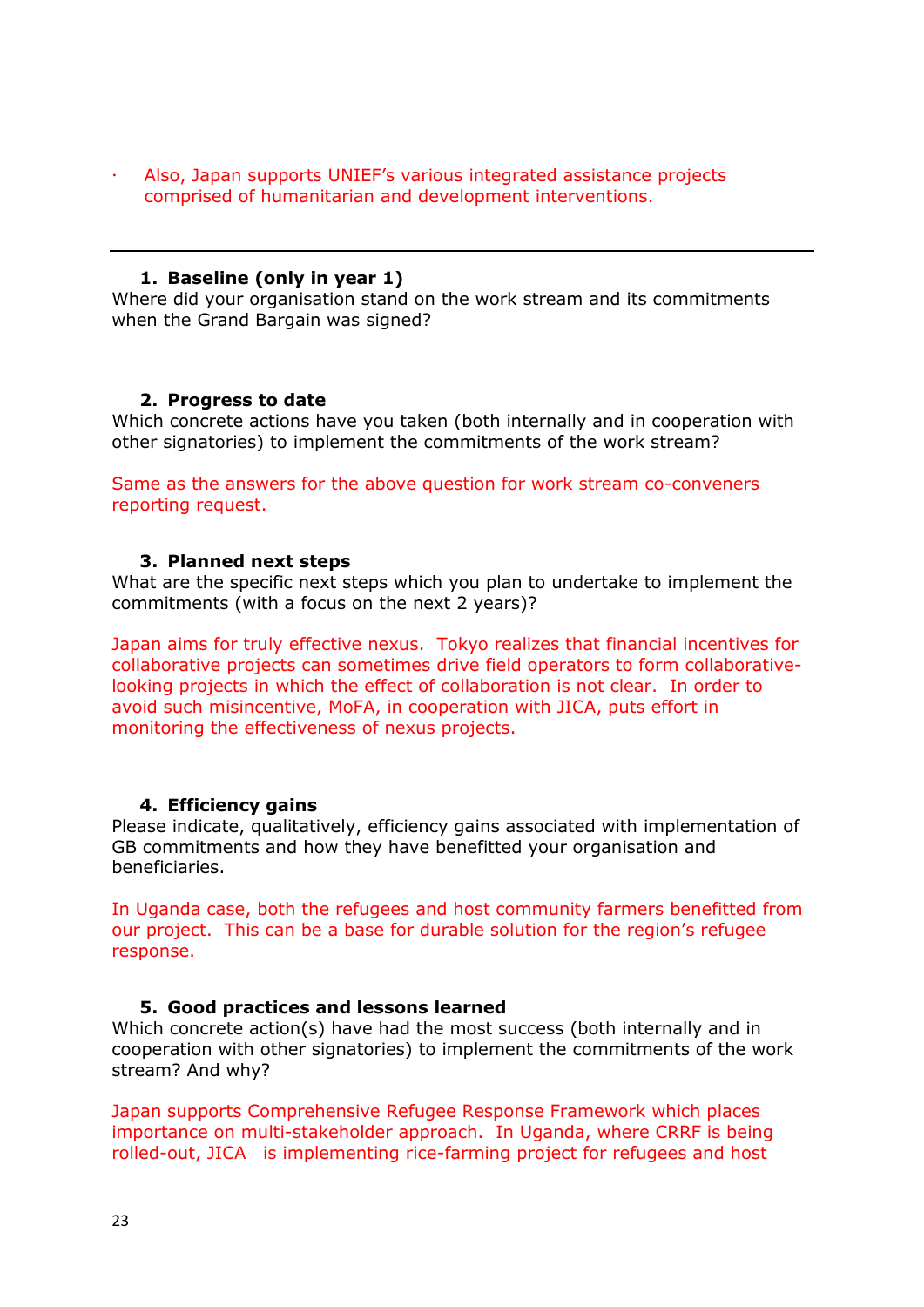- Also, Japan supports UNIEF's various integrated assistance projects comprised of humanitarian and development interventions.

---

1. **Baseline (only in year 1)**

Where did your organisation stand on the work stream and its commitments when the Grand Bargain was signed?

2. **Progress to date**

Which concrete actions have you taken (both internally and in cooperation with other signatories) to implement the commitments of the work stream?

Same as the answers for the above question for work stream co-conveners reporting request.

3. **Planned next steps**

What are the specific next steps which you plan to undertake to implement the commitments (with a focus on the next 2 years)?

Japan aims for truly effective nexus. Tokyo realizes that financial incentives for collaborative projects can sometimes drive field operators to form collaborative-looking projects in which the effect of collaboration is not clear. In order to avoid such misincentive, MoFA, in cooperation with JICA, puts effort in monitoring the effectiveness of nexus projects.

4. **Efficiency gains**

Please indicate, qualitatively, efficiency gains associated with implementation of GB commitments and how they have benefitted your organisation and beneficiaries.

In Uganda case, both the refugees and host community farmers benefitted from our project. This can be a base for durable solution for the region's refugee response.

5. **Good practices and lessons learned**

Which concrete action(s) have had the most success (both internally and in cooperation with other signatories) to implement the commitments of the work stream? And why?

Japan supports Comprehensive Refugee Response Framework which places importance on multi-stakeholder approach. In Uganda, where CRRF is being rolled-out, JICA is implementing rice-farming project for refugees and host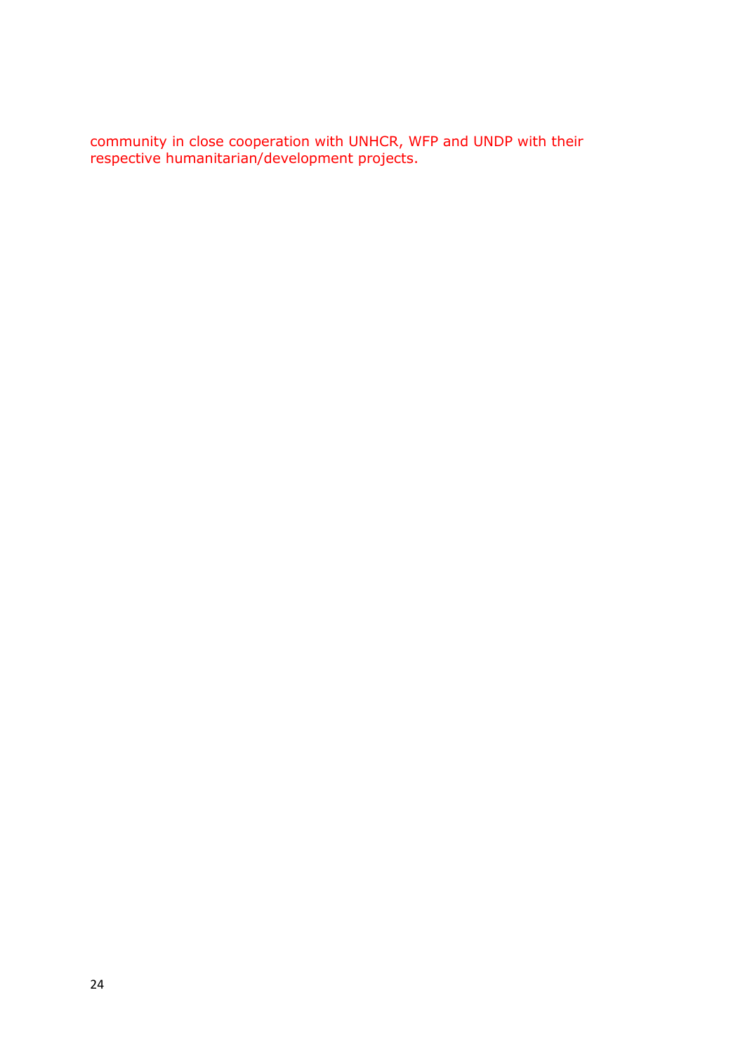community in close cooperation with UNHCR, WFP and UNDP with their respective humanitarian/development projects.